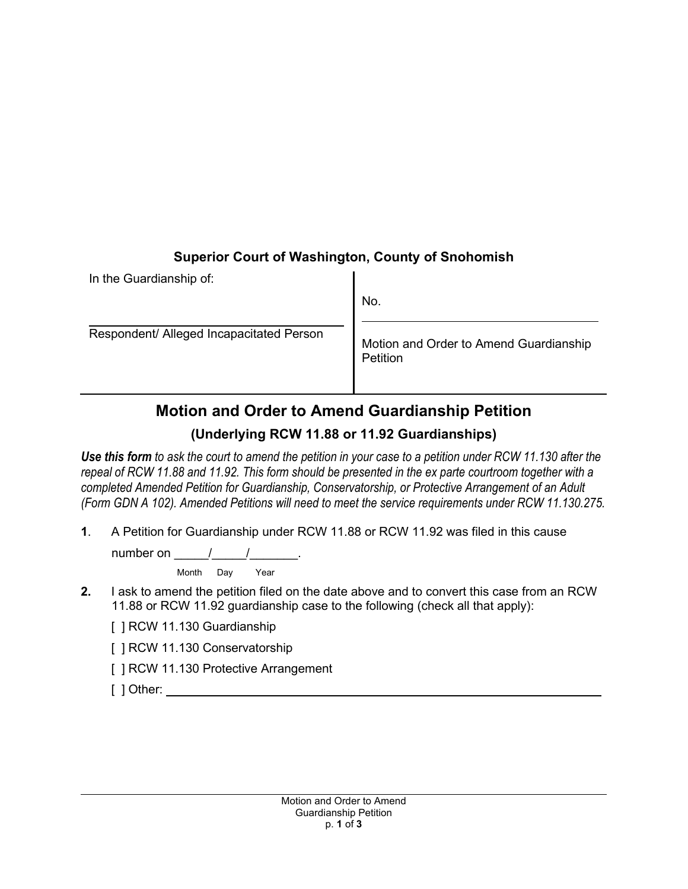**Superior Court of Washington, County of Snohomish**

| In the Guardianship of: | No. |
|---|---|
| ______________________ | ______________________ |
| Respondent/ Alleged Incapacitated Person | Motion and Order to Amend Guardianship Petition |

## Motion and Order to Amend Guardianship Petition

### (Underlying RCW 11.88 or 11.92 Guardianships)

***Use this form*** *to ask the court to amend the petition in your case to a petition under RCW 11.130 after the repeal of RCW 11.88 and 11.92. This form should be presented in the ex parte courtroom together with a completed Amended Petition for Guardianship, Conservatorship, or Protective Arrangement of an Adult (Form GDN A 102). Amended Petitions will need to meet the service requirements under RCW 11.130.275.*

**1**. A Petition for Guardianship under RCW 11.88 or RCW 11.92 was filed in this cause number on _____/_____/_______.
Month Day Year

**2.** I ask to amend the petition filed on the date above and to convert this case from an RCW 11.88 or RCW 11.92 guardianship case to the following (check all that apply):

[ ] RCW 11.130 Guardianship

[ ] RCW 11.130 Conservatorship

[ ] RCW 11.130 Protective Arrangement

[ ] Other: ______________________________________________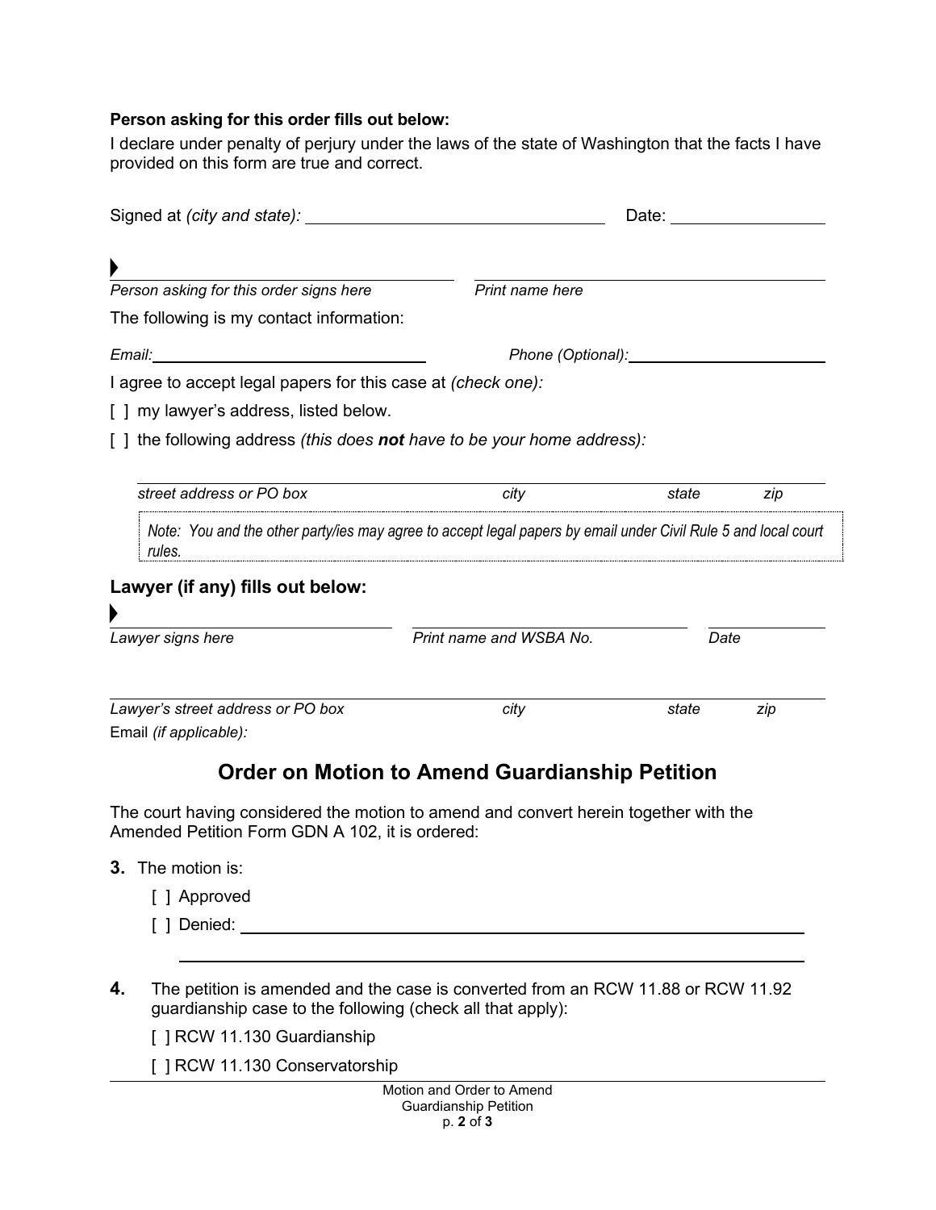**Person asking for this order fills out below:**

I declare under penalty of perjury under the laws of the state of Washington that the facts I have provided on this form are true and correct.

Signed at *(city and state):* ______________________________ Date: ______________

▶ ______________________________ ______________________________
*Person asking for this order signs here* *Print name here*

The following is my contact information:

*Email:* ______________________________ *Phone (Optional):* ______________________________

I agree to accept legal papers for this case at *(check one):*

[ ] my lawyer's address, listed below.

[ ] the following address *(this does **not** have to be your home address):*

______________________________________________________________________
*street address or PO box* *city* *state* *zip*

*Note: You and the other party/ies may agree to accept legal papers by email under Civil Rule 5 and local court rules.*

## Lawyer (if any) fills out below:

▶ ______________________________ ______________________________ ______________
*Lawyer signs here* *Print name and WSBA No.* *Date*

______________________________________________________________________
*Lawyer's street address or PO box* *city* *state* *zip*

Email *(if applicable):*

## Order on Motion to Amend Guardianship Petition

The court having considered the motion to amend and convert herein together with the Amended Petition Form GDN A 102, it is ordered:

**3.** The motion is:

[ ] Approved

[ ] Denied: ______________________________________________________________

______________________________________________________________

**4.** The petition is amended and the case is converted from an RCW 11.88 or RCW 11.92 guardianship case to the following (check all that apply):

[ ] RCW 11.130 Guardianship

[ ] RCW 11.130 Conservatorship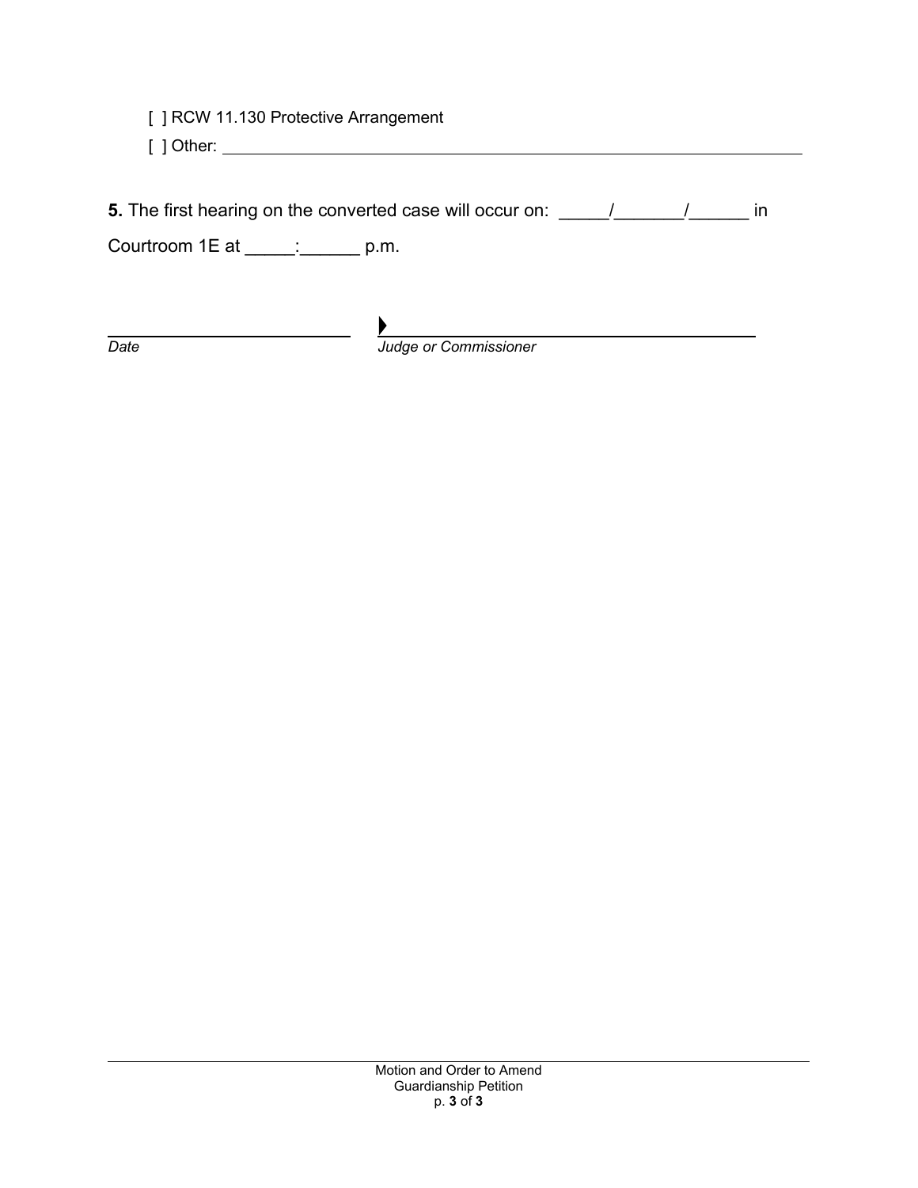[ ] RCW 11.130 Protective Arrangement

[ ] Other: ______________________________________________________________

**5.** The first hearing on the converted case will occur on: _____/_______/______ in Courtroom 1E at _____:______ p.m.

______________________________ ▶ ______________________________________________

*Date* *Judge or Commissioner*